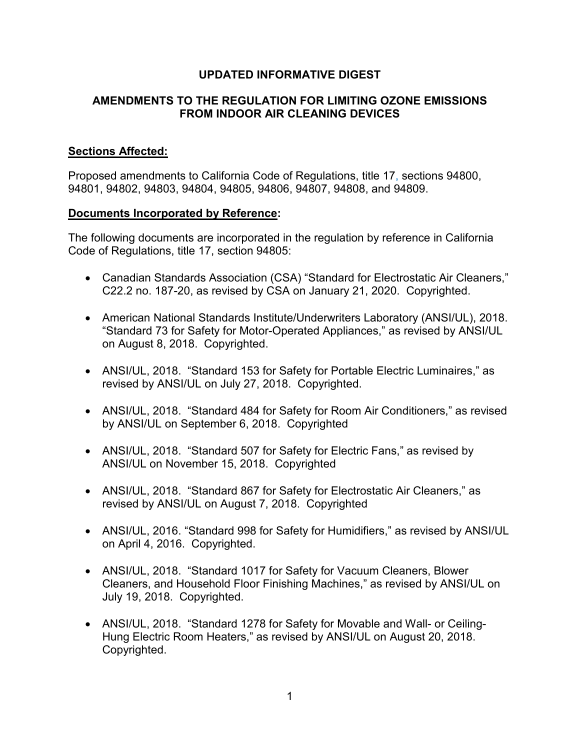# UPDATED INFORMATIVE DIGEST

## AMENDMENTS TO THE REGULATION FOR LIMITING OZONE EMISSIONS FROM INDOOR AIR CLEANING DEVICES

### Sections Affected:

Proposed amendments to California Code of Regulations, title 17, sections 94800, 94801, 94802, 94803, 94804, 94805, 94806, 94807, 94808, and 94809.

### Documents Incorporated by Reference:

The following documents are incorporated in the regulation by reference in California Code of Regulations, title 17, section 94805:

- Canadian Standards Association (CSA) "Standard for Electrostatic Air Cleaners," C22.2 no. 187-20, as revised by CSA on January 21, 2020. Copyrighted.
- American National Standards Institute/Underwriters Laboratory (ANSI/UL), 2018. "Standard 73 for Safety for Motor-Operated Appliances," as revised by ANSI/UL on August 8, 2018. Copyrighted.
- ANSI/UL, 2018. "Standard 153 for Safety for Portable Electric Luminaires," as revised by ANSI/UL on July 27, 2018. Copyrighted.
- ANSI/UL, 2018. "Standard 484 for Safety for Room Air Conditioners," as revised by ANSI/UL on September 6, 2018. Copyrighted
- ANSI/UL, 2018. "Standard 507 for Safety for Electric Fans," as revised by ANSI/UL on November 15, 2018. Copyrighted
- ANSI/UL, 2018. "Standard 867 for Safety for Electrostatic Air Cleaners," as revised by ANSI/UL on August 7, 2018. Copyrighted
- ANSI/UL, 2016. "Standard 998 for Safety for Humidifiers," as revised by ANSI/UL on April 4, 2016. Copyrighted.
- ANSI/UL, 2018. "Standard 1017 for Safety for Vacuum Cleaners, Blower Cleaners, and Household Floor Finishing Machines," as revised by ANSI/UL on July 19, 2018. Copyrighted.
- ANSI/UL, 2018. "Standard 1278 for Safety for Movable and Wall- or Ceiling-Hung Electric Room Heaters," as revised by ANSI/UL on August 20, 2018. Copyrighted.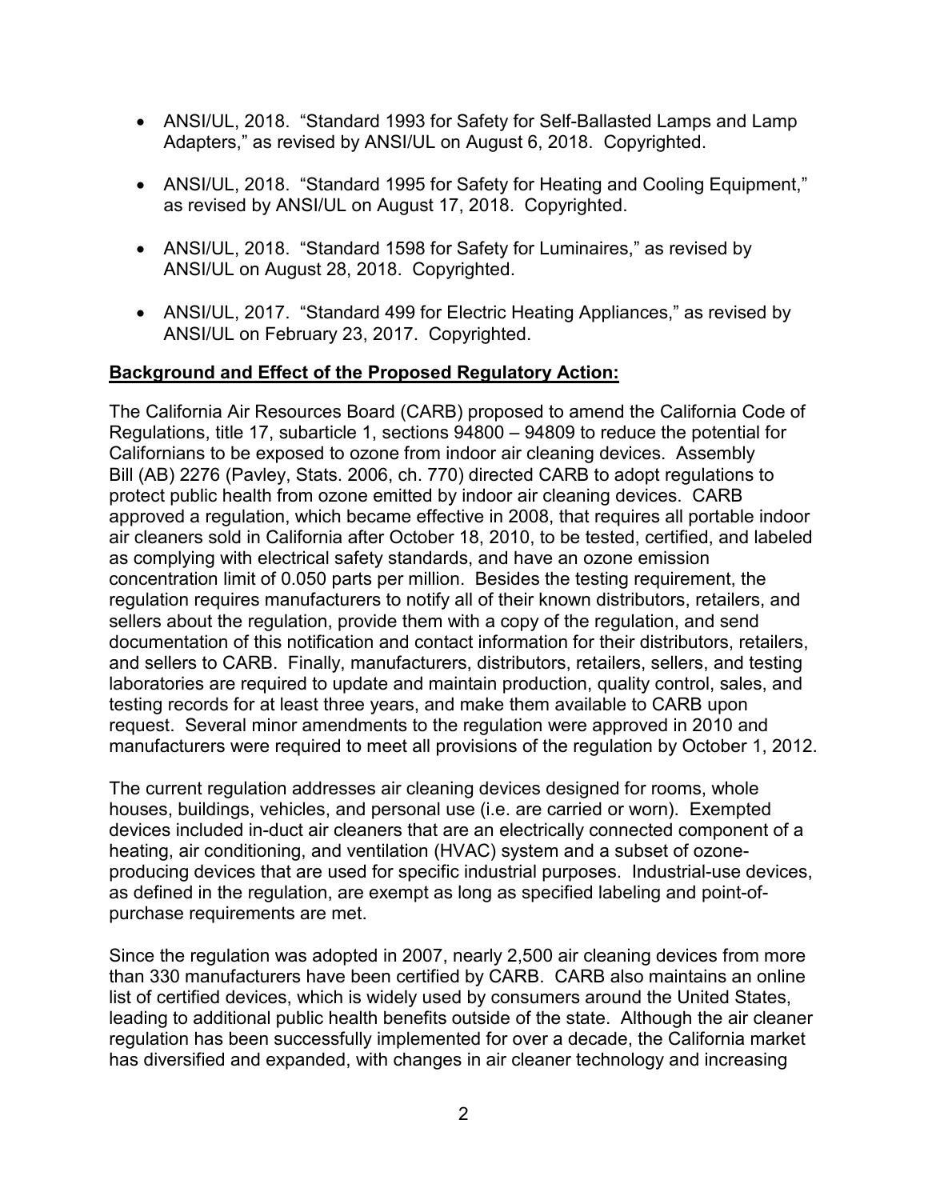- ANSI/UL, 2018. "Standard 1993 for Safety for Self-Ballasted Lamps and Lamp Adapters," as revised by ANSI/UL on August 6, 2018. Copyrighted.
- ANSI/UL, 2018. "Standard 1995 for Safety for Heating and Cooling Equipment," as revised by ANSI/UL on August 17, 2018. Copyrighted.
- ANSI/UL, 2018. "Standard 1598 for Safety for Luminaires," as revised by ANSI/UL on August 28, 2018. Copyrighted.
- ANSI/UL, 2017. "Standard 499 for Electric Heating Appliances," as revised by ANSI/UL on February 23, 2017. Copyrighted.

**Background and Effect of the Proposed Regulatory Action:**

The California Air Resources Board (CARB) proposed to amend the California Code of Regulations, title 17, subarticle 1, sections 94800 – 94809 to reduce the potential for Californians to be exposed to ozone from indoor air cleaning devices. Assembly Bill (AB) 2276 (Pavley, Stats. 2006, ch. 770) directed CARB to adopt regulations to protect public health from ozone emitted by indoor air cleaning devices. CARB approved a regulation, which became effective in 2008, that requires all portable indoor air cleaners sold in California after October 18, 2010, to be tested, certified, and labeled as complying with electrical safety standards, and have an ozone emission concentration limit of 0.050 parts per million. Besides the testing requirement, the regulation requires manufacturers to notify all of their known distributors, retailers, and sellers about the regulation, provide them with a copy of the regulation, and send documentation of this notification and contact information for their distributors, retailers, and sellers to CARB. Finally, manufacturers, distributors, retailers, sellers, and testing laboratories are required to update and maintain production, quality control, sales, and testing records for at least three years, and make them available to CARB upon request. Several minor amendments to the regulation were approved in 2010 and manufacturers were required to meet all provisions of the regulation by October 1, 2012.

The current regulation addresses air cleaning devices designed for rooms, whole houses, buildings, vehicles, and personal use (i.e. are carried or worn). Exempted devices included in-duct air cleaners that are an electrically connected component of a heating, air conditioning, and ventilation (HVAC) system and a subset of ozone-producing devices that are used for specific industrial purposes. Industrial-use devices, as defined in the regulation, are exempt as long as specified labeling and point-of-purchase requirements are met.

Since the regulation was adopted in 2007, nearly 2,500 air cleaning devices from more than 330 manufacturers have been certified by CARB. CARB also maintains an online list of certified devices, which is widely used by consumers around the United States, leading to additional public health benefits outside of the state. Although the air cleaner regulation has been successfully implemented for over a decade, the California market has diversified and expanded, with changes in air cleaner technology and increasing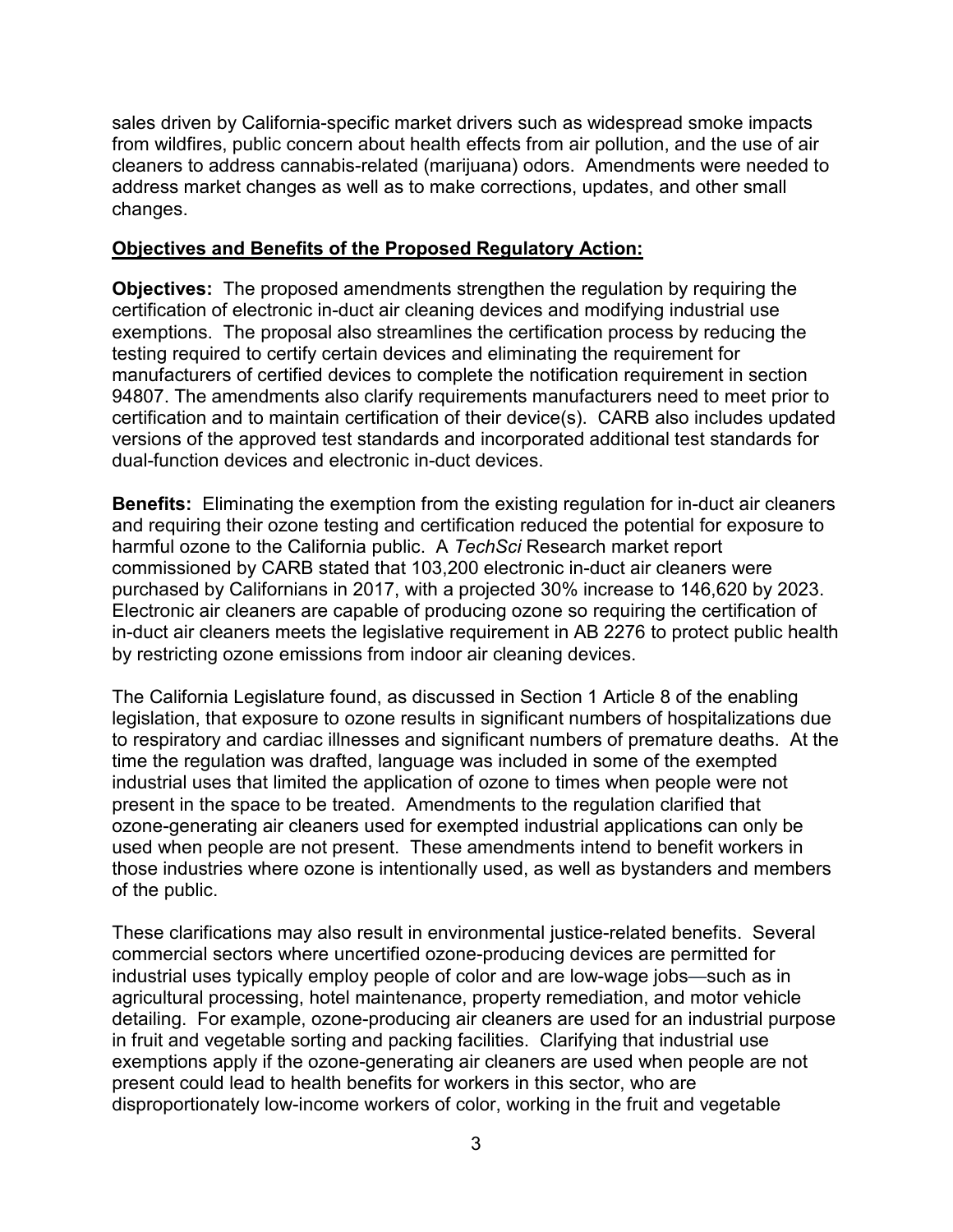sales driven by California-specific market drivers such as widespread smoke impacts from wildfires, public concern about health effects from air pollution, and the use of air cleaners to address cannabis-related (marijuana) odors. Amendments were needed to address market changes as well as to make corrections, updates, and other small changes.

**Objectives and Benefits of the Proposed Regulatory Action:**

**Objectives:** The proposed amendments strengthen the regulation by requiring the certification of electronic in-duct air cleaning devices and modifying industrial use exemptions. The proposal also streamlines the certification process by reducing the testing required to certify certain devices and eliminating the requirement for manufacturers of certified devices to complete the notification requirement in section 94807. The amendments also clarify requirements manufacturers need to meet prior to certification and to maintain certification of their device(s). CARB also includes updated versions of the approved test standards and incorporated additional test standards for dual-function devices and electronic in-duct devices.

**Benefits:** Eliminating the exemption from the existing regulation for in-duct air cleaners and requiring their ozone testing and certification reduced the potential for exposure to harmful ozone to the California public. A *TechSci* Research market report commissioned by CARB stated that 103,200 electronic in-duct air cleaners were purchased by Californians in 2017, with a projected 30% increase to 146,620 by 2023. Electronic air cleaners are capable of producing ozone so requiring the certification of in-duct air cleaners meets the legislative requirement in AB 2276 to protect public health by restricting ozone emissions from indoor air cleaning devices.

The California Legislature found, as discussed in Section 1 Article 8 of the enabling legislation, that exposure to ozone results in significant numbers of hospitalizations due to respiratory and cardiac illnesses and significant numbers of premature deaths. At the time the regulation was drafted, language was included in some of the exempted industrial uses that limited the application of ozone to times when people were not present in the space to be treated. Amendments to the regulation clarified that ozone-generating air cleaners used for exempted industrial applications can only be used when people are not present. These amendments intend to benefit workers in those industries where ozone is intentionally used, as well as bystanders and members of the public.

These clarifications may also result in environmental justice-related benefits. Several commercial sectors where uncertified ozone-producing devices are permitted for industrial uses typically employ people of color and are low-wage jobs—such as in agricultural processing, hotel maintenance, property remediation, and motor vehicle detailing. For example, ozone-producing air cleaners are used for an industrial purpose in fruit and vegetable sorting and packing facilities. Clarifying that industrial use exemptions apply if the ozone-generating air cleaners are used when people are not present could lead to health benefits for workers in this sector, who are disproportionately low-income workers of color, working in the fruit and vegetable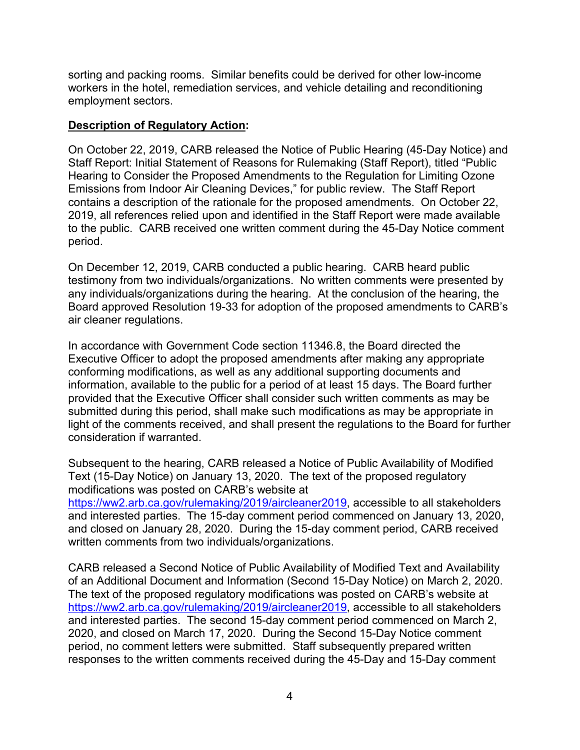sorting and packing rooms. Similar benefits could be derived for other low-income workers in the hotel, remediation services, and vehicle detailing and reconditioning employment sectors.

**Description of Regulatory Action:**

On October 22, 2019, CARB released the Notice of Public Hearing (45-Day Notice) and Staff Report: Initial Statement of Reasons for Rulemaking (Staff Report), titled "Public Hearing to Consider the Proposed Amendments to the Regulation for Limiting Ozone Emissions from Indoor Air Cleaning Devices," for public review. The Staff Report contains a description of the rationale for the proposed amendments. On October 22, 2019, all references relied upon and identified in the Staff Report were made available to the public. CARB received one written comment during the 45-Day Notice comment period.

On December 12, 2019, CARB conducted a public hearing. CARB heard public testimony from two individuals/organizations. No written comments were presented by any individuals/organizations during the hearing. At the conclusion of the hearing, the Board approved Resolution 19-33 for adoption of the proposed amendments to CARB's air cleaner regulations.

In accordance with Government Code section 11346.8, the Board directed the Executive Officer to adopt the proposed amendments after making any appropriate conforming modifications, as well as any additional supporting documents and information, available to the public for a period of at least 15 days. The Board further provided that the Executive Officer shall consider such written comments as may be submitted during this period, shall make such modifications as may be appropriate in light of the comments received, and shall present the regulations to the Board for further consideration if warranted.

Subsequent to the hearing, CARB released a Notice of Public Availability of Modified Text (15-Day Notice) on January 13, 2020. The text of the proposed regulatory modifications was posted on CARB's website at https://ww2.arb.ca.gov/rulemaking/2019/aircleaner2019, accessible to all stakeholders and interested parties. The 15-day comment period commenced on January 13, 2020, and closed on January 28, 2020. During the 15-day comment period, CARB received written comments from two individuals/organizations.

CARB released a Second Notice of Public Availability of Modified Text and Availability of an Additional Document and Information (Second 15-Day Notice) on March 2, 2020. The text of the proposed regulatory modifications was posted on CARB's website at https://ww2.arb.ca.gov/rulemaking/2019/aircleaner2019, accessible to all stakeholders and interested parties. The second 15-day comment period commenced on March 2, 2020, and closed on March 17, 2020. During the Second 15-Day Notice comment period, no comment letters were submitted. Staff subsequently prepared written responses to the written comments received during the 45-Day and 15-Day comment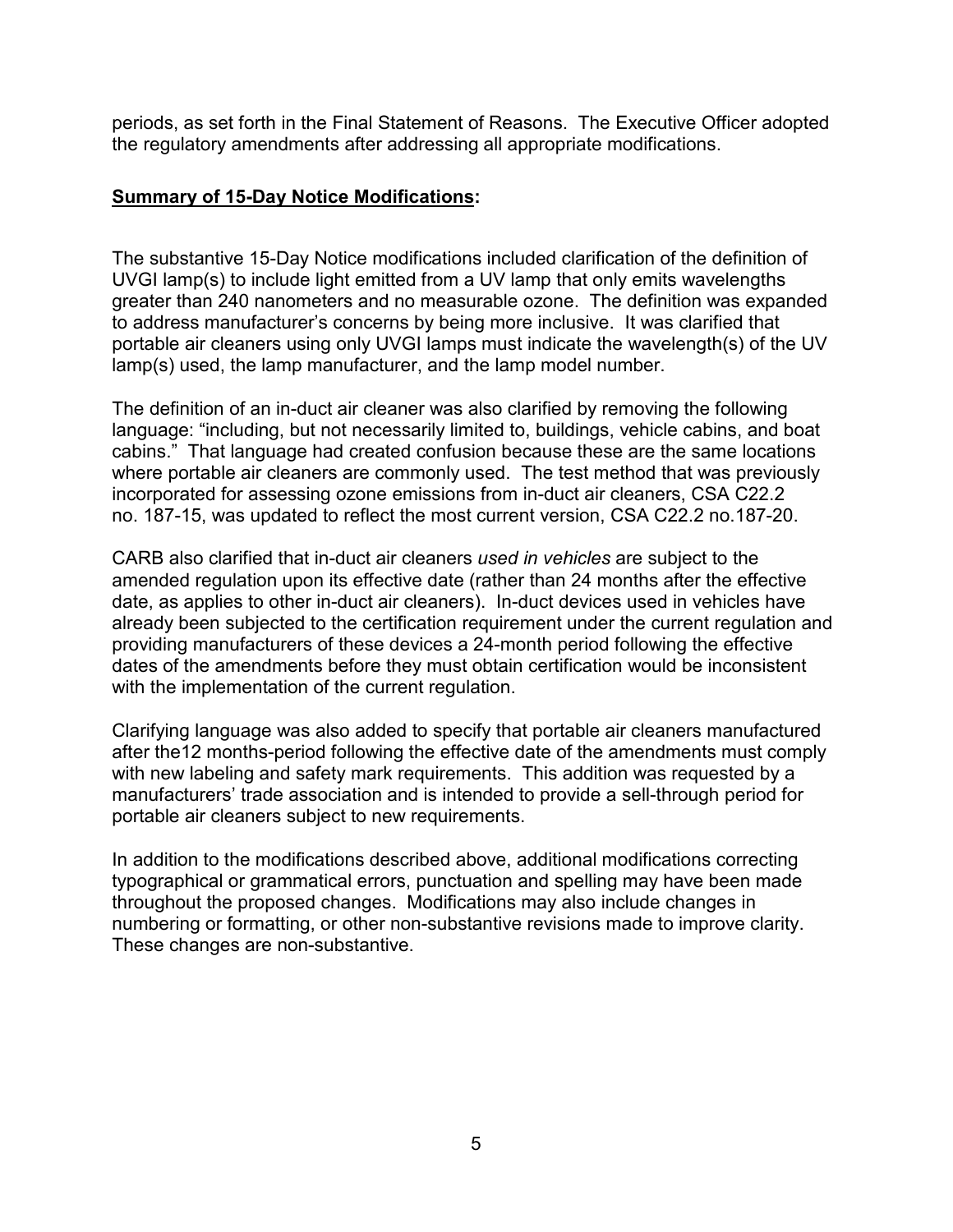periods, as set forth in the Final Statement of Reasons. The Executive Officer adopted the regulatory amendments after addressing all appropriate modifications.

**<u>Summary of 15-Day Notice Modifications</u>:**

The substantive 15-Day Notice modifications included clarification of the definition of UVGI lamp(s) to include light emitted from a UV lamp that only emits wavelengths greater than 240 nanometers and no measurable ozone. The definition was expanded to address manufacturer's concerns by being more inclusive. It was clarified that portable air cleaners using only UVGI lamps must indicate the wavelength(s) of the UV lamp(s) used, the lamp manufacturer, and the lamp model number.

The definition of an in-duct air cleaner was also clarified by removing the following language: "including, but not necessarily limited to, buildings, vehicle cabins, and boat cabins." That language had created confusion because these are the same locations where portable air cleaners are commonly used. The test method that was previously incorporated for assessing ozone emissions from in-duct air cleaners, CSA C22.2 no. 187-15, was updated to reflect the most current version, CSA C22.2 no.187-20.

CARB also clarified that in-duct air cleaners *used in vehicles* are subject to the amended regulation upon its effective date (rather than 24 months after the effective date, as applies to other in-duct air cleaners). In-duct devices used in vehicles have already been subjected to the certification requirement under the current regulation and providing manufacturers of these devices a 24-month period following the effective dates of the amendments before they must obtain certification would be inconsistent with the implementation of the current regulation.

Clarifying language was also added to specify that portable air cleaners manufactured after the12 months-period following the effective date of the amendments must comply with new labeling and safety mark requirements. This addition was requested by a manufacturers' trade association and is intended to provide a sell-through period for portable air cleaners subject to new requirements.

In addition to the modifications described above, additional modifications correcting typographical or grammatical errors, punctuation and spelling may have been made throughout the proposed changes. Modifications may also include changes in numbering or formatting, or other non-substantive revisions made to improve clarity. These changes are non-substantive.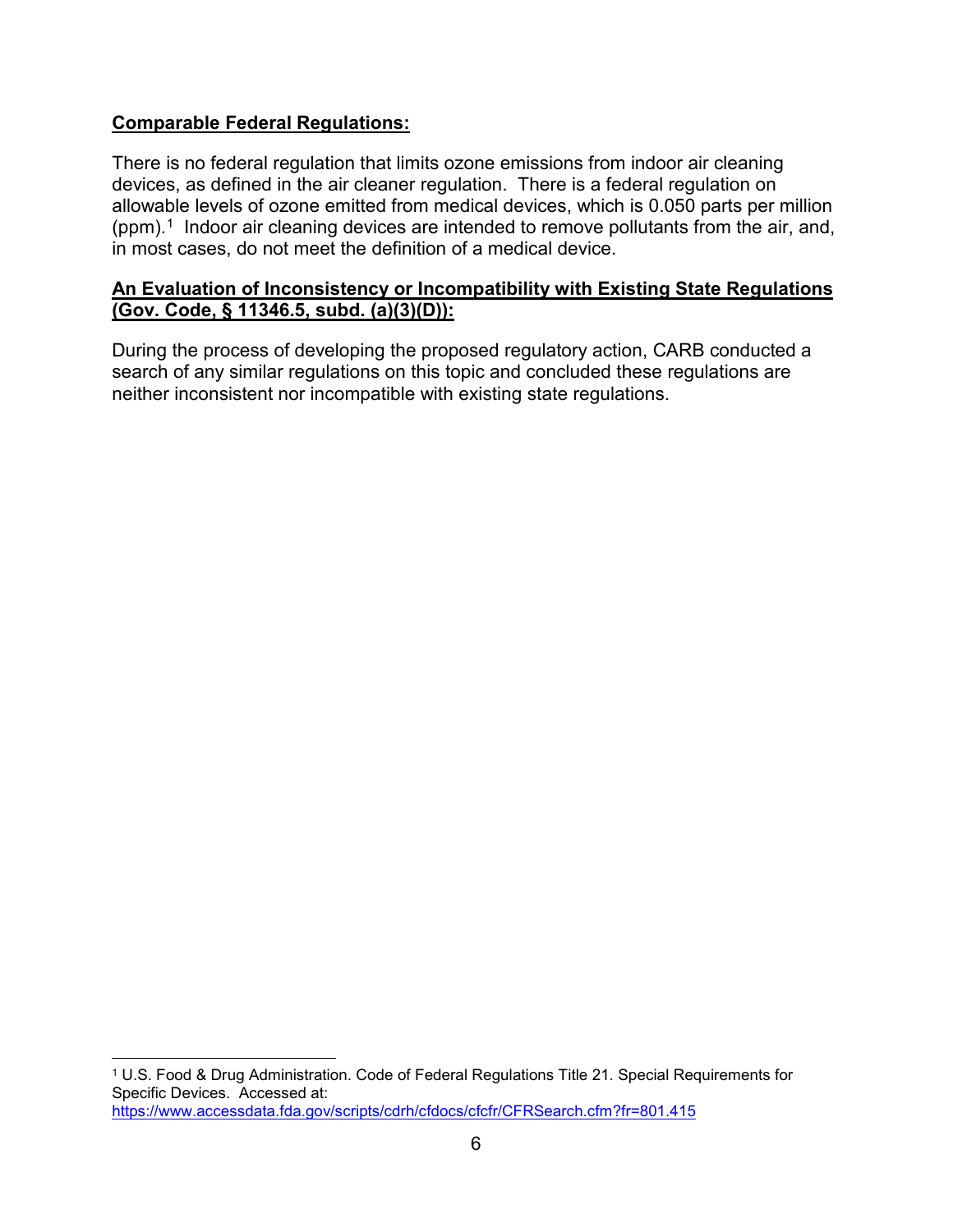**Comparable Federal Regulations:**

There is no federal regulation that limits ozone emissions from indoor air cleaning devices, as defined in the air cleaner regulation. There is a federal regulation on allowable levels of ozone emitted from medical devices, which is 0.050 parts per million (ppm).[1] Indoor air cleaning devices are intended to remove pollutants from the air, and, in most cases, do not meet the definition of a medical device.

**An Evaluation of Inconsistency or Incompatibility with Existing State Regulations (Gov. Code, § 11346.5, subd. (a)(3)(D)):**

During the process of developing the proposed regulatory action, CARB conducted a search of any similar regulations on this topic and concluded these regulations are neither inconsistent nor incompatible with existing state regulations.

---

[1] U.S. Food & Drug Administration. Code of Federal Regulations Title 21. Special Requirements for Specific Devices. Accessed at: https://www.accessdata.fda.gov/scripts/cdrh/cfdocs/cfcfr/CFRSearch.cfm?fr=801.415